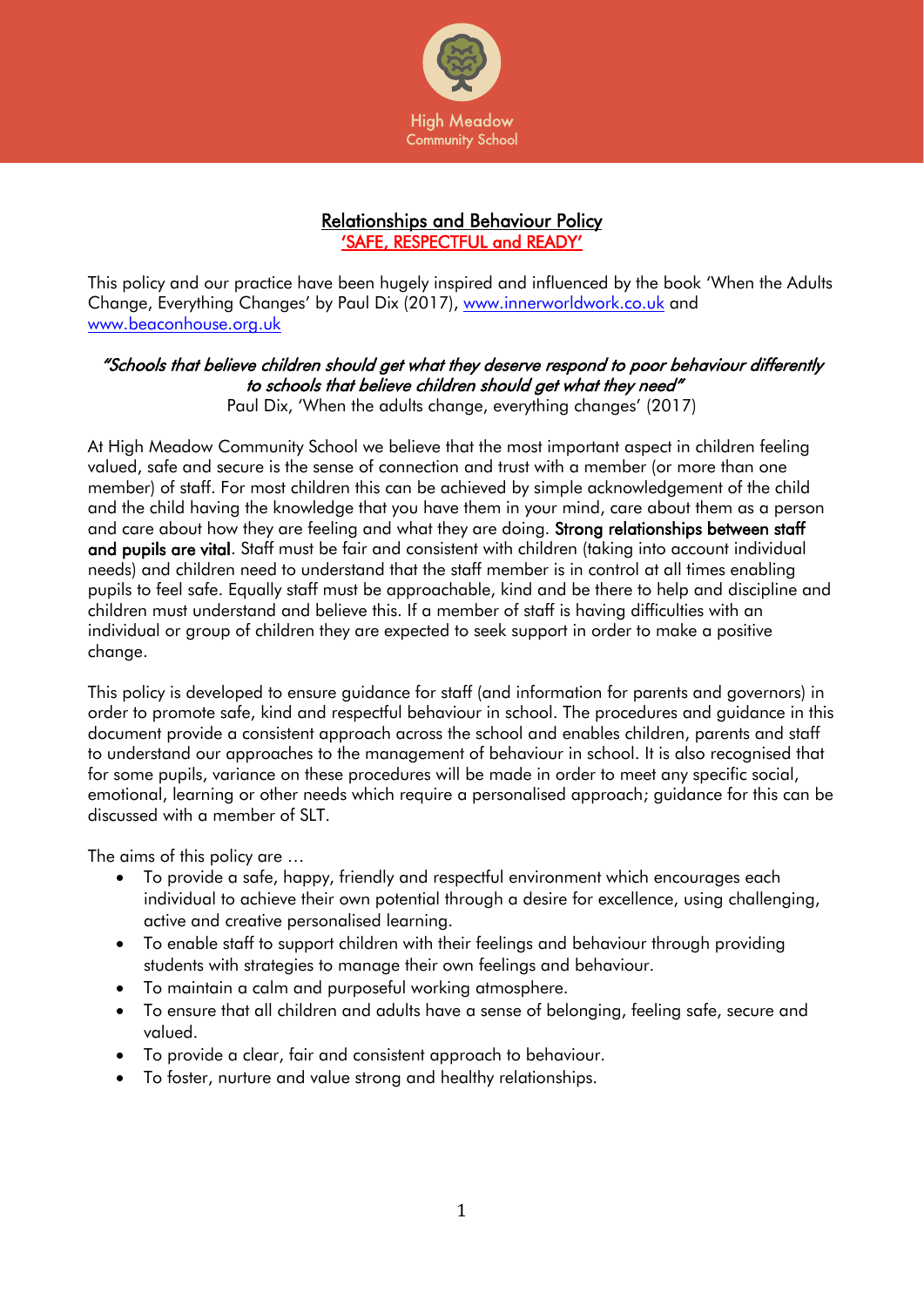High Meadow Community School

# Relationships and Behaviour Policy

## 'SAFE, RESPECTFUL and READY'

This policy and our practice have been hugely inspired and influenced by the book 'When the Adults Change, Everything Changes' by Paul Dix (2017), www.innerworldwork.co.uk and www.beaconhouse.org.uk

*"Schools that believe children should get what they deserve respond to poor behaviour differently to schools that believe children should get what they need"*
Paul Dix, 'When the adults change, everything changes' (2017)

At High Meadow Community School we believe that the most important aspect in children feeling valued, safe and secure is the sense of connection and trust with a member (or more than one member) of staff. For most children this can be achieved by simple acknowledgement of the child and the child having the knowledge that you have them in your mind, care about them as a person and care about how they are feeling and what they are doing. **Strong relationships between staff and pupils are vital**. Staff must be fair and consistent with children (taking into account individual needs) and children need to understand that the staff member is in control at all times enabling pupils to feel safe. Equally staff must be approachable, kind and be there to help and discipline and children must understand and believe this. If a member of staff is having difficulties with an individual or group of children they are expected to seek support in order to make a positive change.

This policy is developed to ensure guidance for staff (and information for parents and governors) in order to promote safe, kind and respectful behaviour in school. The procedures and guidance in this document provide a consistent approach across the school and enables children, parents and staff to understand our approaches to the management of behaviour in school. It is also recognised that for some pupils, variance on these procedures will be made in order to meet any specific social, emotional, learning or other needs which require a personalised approach; guidance for this can be discussed with a member of SLT.

The aims of this policy are …

- To provide a safe, happy, friendly and respectful environment which encourages each individual to achieve their own potential through a desire for excellence, using challenging, active and creative personalised learning.
- To enable staff to support children with their feelings and behaviour through providing students with strategies to manage their own feelings and behaviour.
- To maintain a calm and purposeful working atmosphere.
- To ensure that all children and adults have a sense of belonging, feeling safe, secure and valued.
- To provide a clear, fair and consistent approach to behaviour.
- To foster, nurture and value strong and healthy relationships.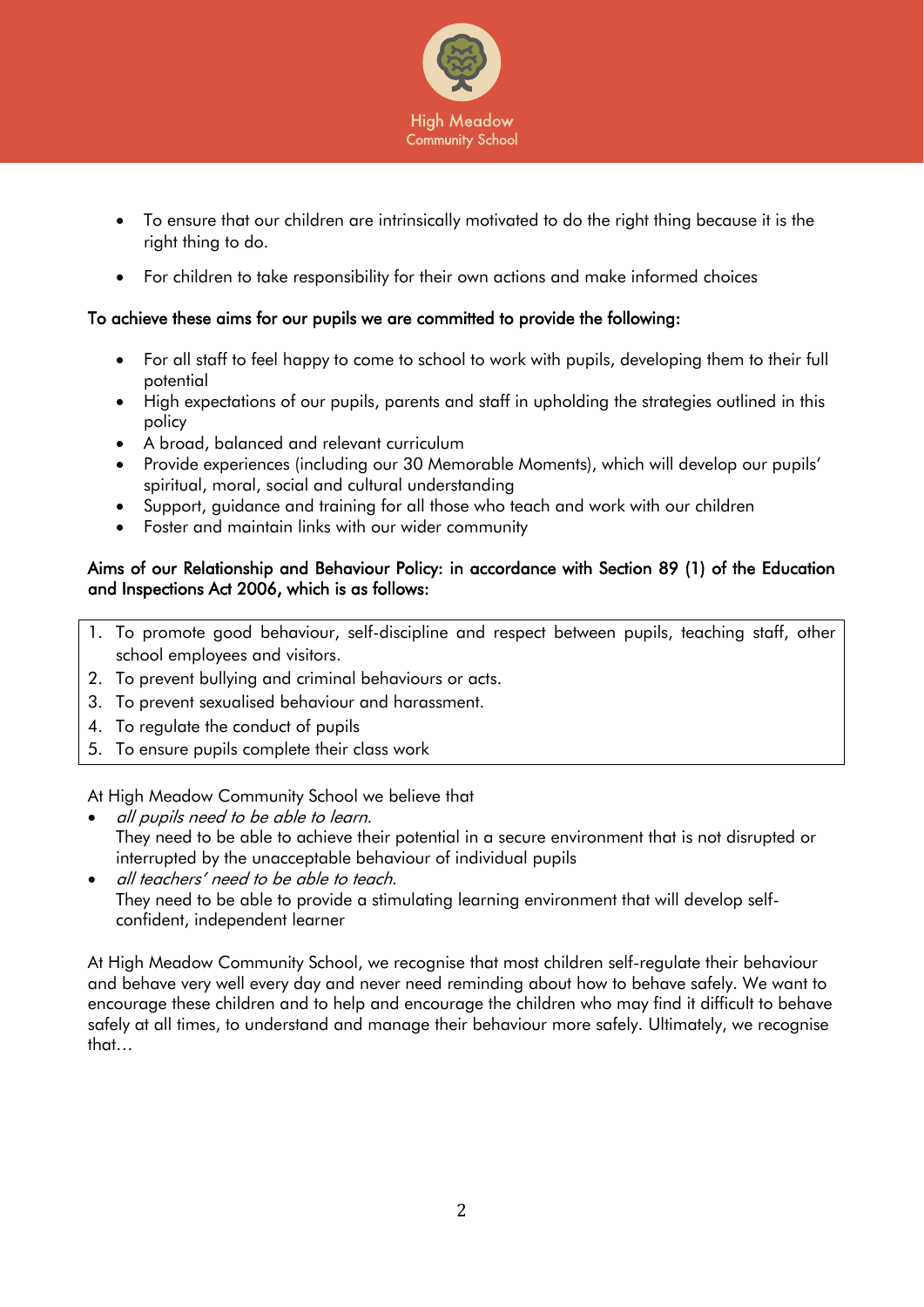- To ensure that our children are intrinsically motivated to do the right thing because it is the right thing to do.

- For children to take responsibility for their own actions and make informed choices

**To achieve these aims for our pupils we are committed to provide the following:**

- For all staff to feel happy to come to school to work with pupils, developing them to their full potential
- High expectations of our pupils, parents and staff in upholding the strategies outlined in this policy
- A broad, balanced and relevant curriculum
- Provide experiences (including our 30 Memorable Moments), which will develop our pupils' spiritual, moral, social and cultural understanding
- Support, guidance and training for all those who teach and work with our children
- Foster and maintain links with our wider community

**Aims of our Relationship and Behaviour Policy: in accordance with Section 89 (1) of the Education and Inspections Act 2006, which is as follows:**

1. To promote good behaviour, self-discipline and respect between pupils, teaching staff, other school employees and visitors.
2. To prevent bullying and criminal behaviours or acts.
3. To prevent sexualised behaviour and harassment.
4. To regulate the conduct of pupils
5. To ensure pupils complete their class work

At High Meadow Community School we believe that

- *all pupils need to be able to learn*.
  They need to be able to achieve their potential in a secure environment that is not disrupted or interrupted by the unacceptable behaviour of individual pupils
- *all teachers' need to be able to teach*.
  They need to be able to provide a stimulating learning environment that will develop self-confident, independent learner

At High Meadow Community School, we recognise that most children self-regulate their behaviour and behave very well every day and never need reminding about how to behave safely. We want to encourage these children and to help and encourage the children who may find it difficult to behave safely at all times, to understand and manage their behaviour more safely. Ultimately, we recognise that…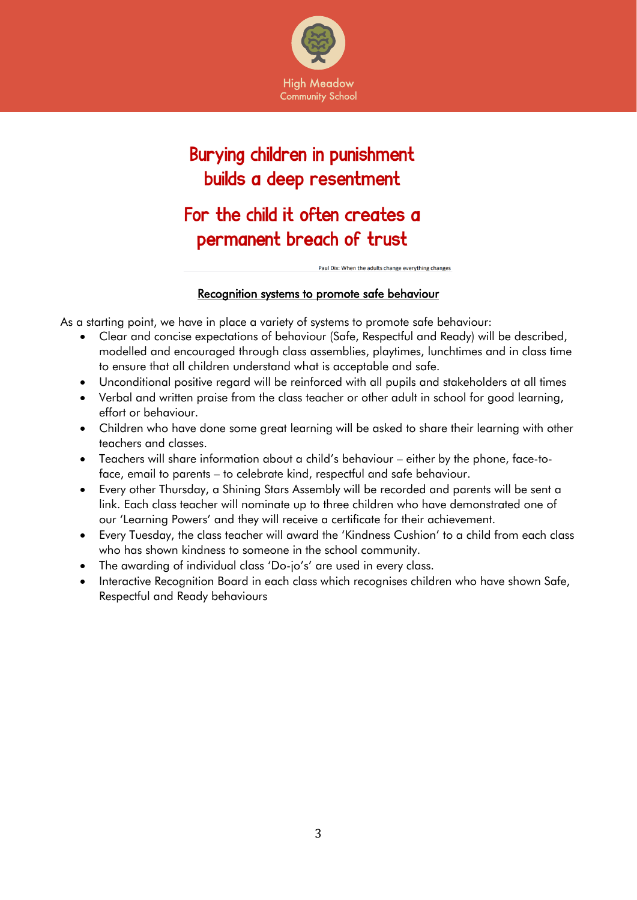**Burying children in punishment builds a deep resentment**

**For the child it often creates a permanent breach of trust**

Paul Dix: When the adults change everything changes

## Recognition systems to promote safe behaviour

As a starting point, we have in place a variety of systems to promote safe behaviour:

- Clear and concise expectations of behaviour (Safe, Respectful and Ready) will be described, modelled and encouraged through class assemblies, playtimes, lunchtimes and in class time to ensure that all children understand what is acceptable and safe.
- Unconditional positive regard will be reinforced with all pupils and stakeholders at all times
- Verbal and written praise from the class teacher or other adult in school for good learning, effort or behaviour.
- Children who have done some great learning will be asked to share their learning with other teachers and classes.
- Teachers will share information about a child's behaviour – either by the phone, face-to-face, email to parents – to celebrate kind, respectful and safe behaviour.
- Every other Thursday, a Shining Stars Assembly will be recorded and parents will be sent a link. Each class teacher will nominate up to three children who have demonstrated one of our 'Learning Powers' and they will receive a certificate for their achievement.
- Every Tuesday, the class teacher will award the 'Kindness Cushion' to a child from each class who has shown kindness to someone in the school community.
- The awarding of individual class 'Do-jo's' are used in every class.
- Interactive Recognition Board in each class which recognises children who have shown Safe, Respectful and Ready behaviours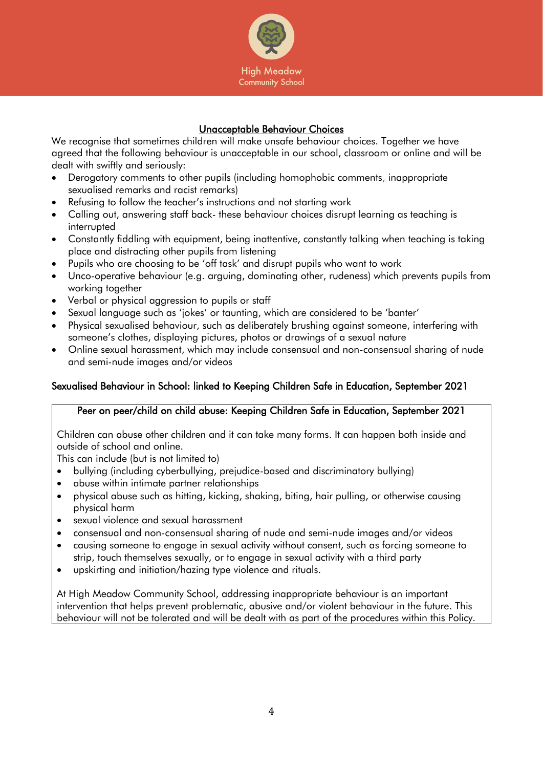## Unacceptable Behaviour Choices

We recognise that sometimes children will make unsafe behaviour choices. Together we have agreed that the following behaviour is unacceptable in our school, classroom or online and will be dealt with swiftly and seriously:

- Derogatory comments to other pupils (including homophobic comments, inappropriate sexualised remarks and racist remarks)
- Refusing to follow the teacher's instructions and not starting work
- Calling out, answering staff back- these behaviour choices disrupt learning as teaching is interrupted
- Constantly fiddling with equipment, being inattentive, constantly talking when teaching is taking place and distracting other pupils from listening
- Pupils who are choosing to be 'off task' and disrupt pupils who want to work
- Unco-operative behaviour (e.g. arguing, dominating other, rudeness) which prevents pupils from working together
- Verbal or physical aggression to pupils or staff
- Sexual language such as 'jokes' or taunting, which are considered to be 'banter'
- Physical sexualised behaviour, such as deliberately brushing against someone, interfering with someone's clothes, displaying pictures, photos or drawings of a sexual nature
- Online sexual harassment, which may include consensual and non-consensual sharing of nude and semi-nude images and/or videos

### Sexualised Behaviour in School: linked to Keeping Children Safe in Education, September 2021

**Peer on peer/child on child abuse: Keeping Children Safe in Education, September 2021**

Children can abuse other children and it can take many forms. It can happen both inside and outside of school and online.

This can include (but is not limited to)

- bullying (including cyberbullying, prejudice-based and discriminatory bullying)
- abuse within intimate partner relationships
- physical abuse such as hitting, kicking, shaking, biting, hair pulling, or otherwise causing physical harm
- sexual violence and sexual harassment
- consensual and non-consensual sharing of nude and semi-nude images and/or videos
- causing someone to engage in sexual activity without consent, such as forcing someone to strip, touch themselves sexually, or to engage in sexual activity with a third party
- upskirting and initiation/hazing type violence and rituals.

At High Meadow Community School, addressing inappropriate behaviour is an important intervention that helps prevent problematic, abusive and/or violent behaviour in the future. This behaviour will not be tolerated and will be dealt with as part of the procedures within this Policy.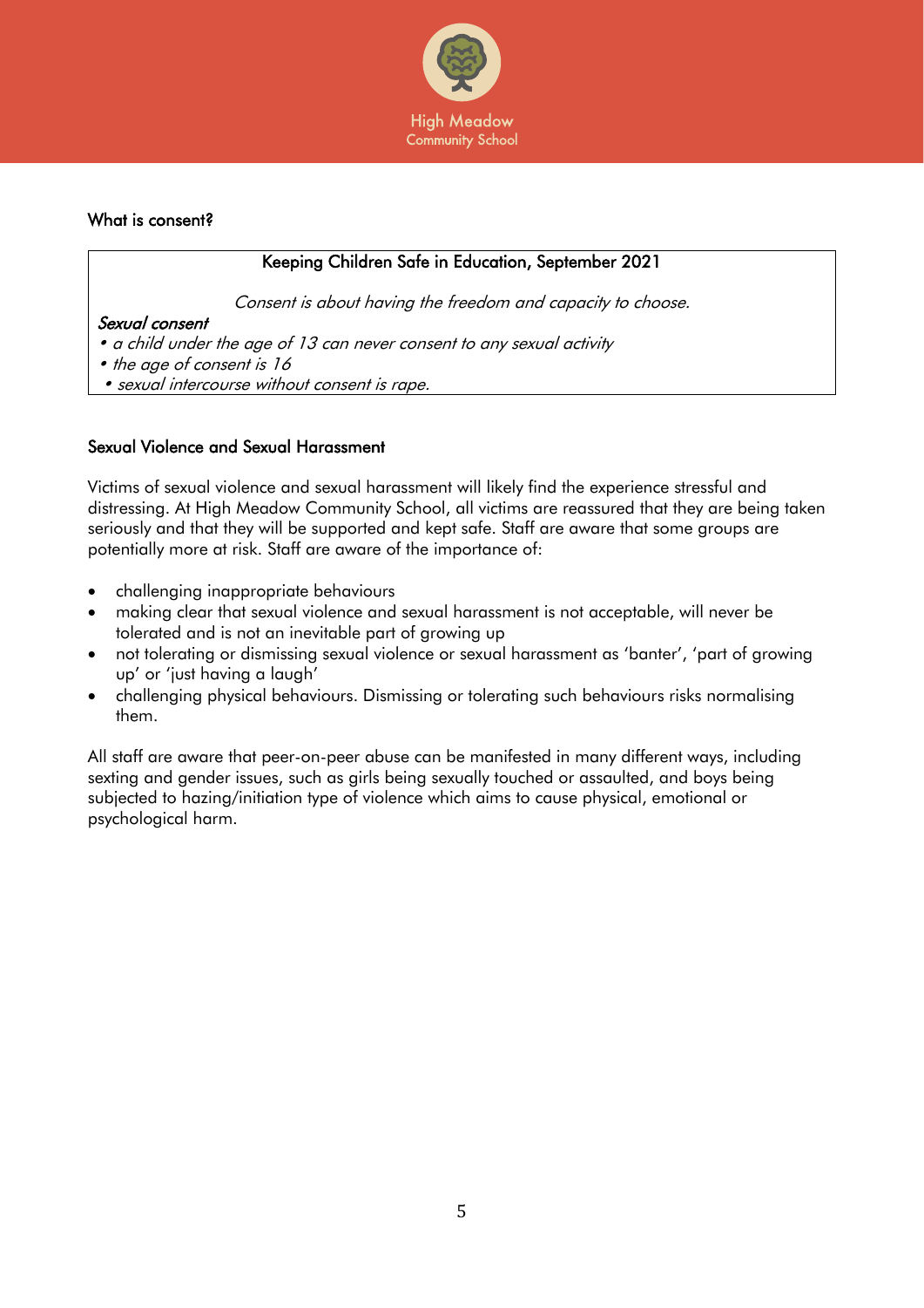## What is consent?

**Keeping Children Safe in Education, September 2021**

*Consent is about having the freedom and capacity to choose.*

***Sexual consent***

- *a child under the age of 13 can never consent to any sexual activity*
- *the age of consent is 16*
- *sexual intercourse without consent is rape.*

## Sexual Violence and Sexual Harassment

Victims of sexual violence and sexual harassment will likely find the experience stressful and distressing. At High Meadow Community School, all victims are reassured that they are being taken seriously and that they will be supported and kept safe. Staff are aware that some groups are potentially more at risk. Staff are aware of the importance of:

- challenging inappropriate behaviours
- making clear that sexual violence and sexual harassment is not acceptable, will never be tolerated and is not an inevitable part of growing up
- not tolerating or dismissing sexual violence or sexual harassment as 'banter', 'part of growing up' or 'just having a laugh'
- challenging physical behaviours. Dismissing or tolerating such behaviours risks normalising them.

All staff are aware that peer-on-peer abuse can be manifested in many different ways, including sexting and gender issues, such as girls being sexually touched or assaulted, and boys being subjected to hazing/initiation type of violence which aims to cause physical, emotional or psychological harm.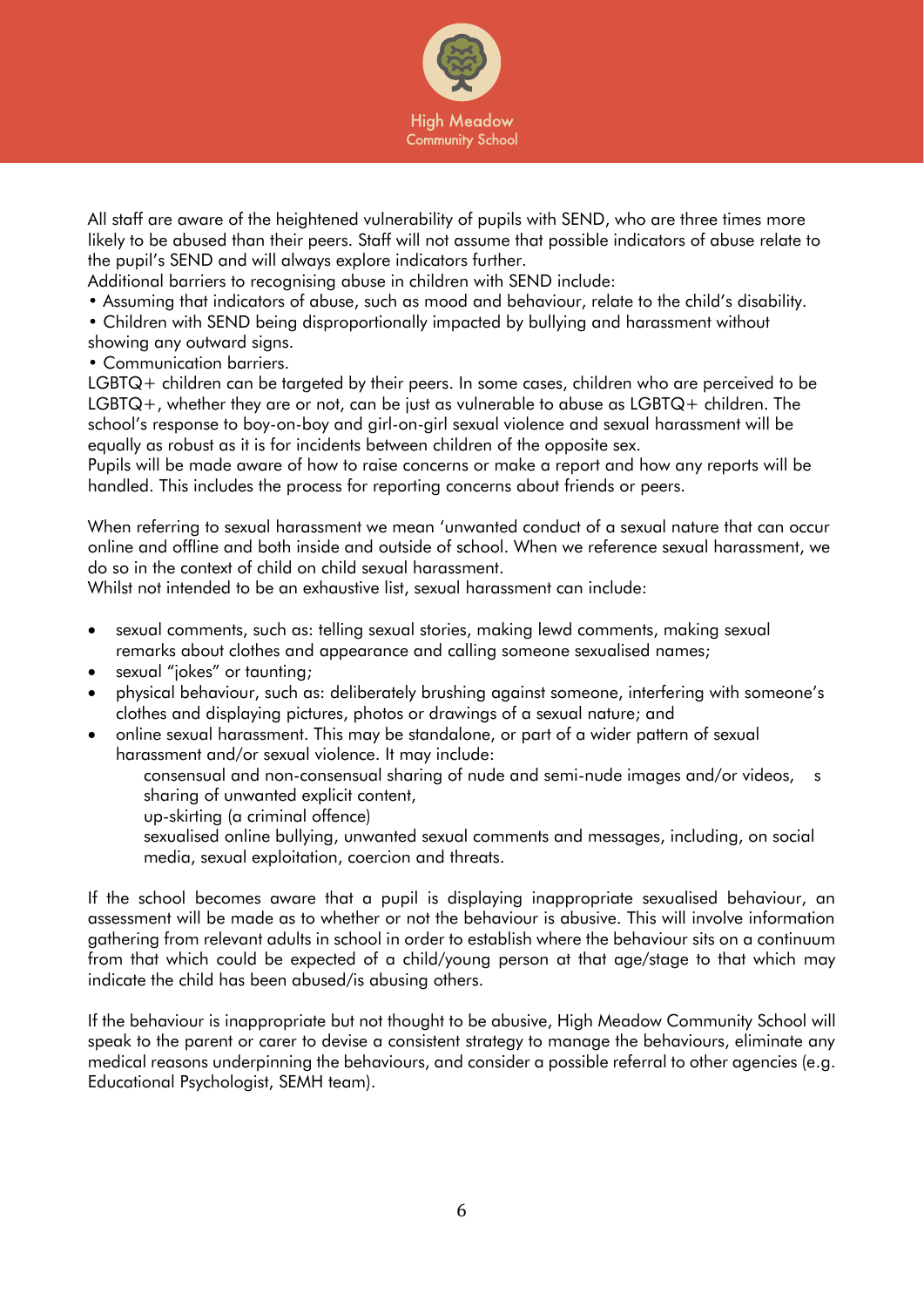All staff are aware of the heightened vulnerability of pupils with SEND, who are three times more likely to be abused than their peers. Staff will not assume that possible indicators of abuse relate to the pupil's SEND and will always explore indicators further.

Additional barriers to recognising abuse in children with SEND include:

- Assuming that indicators of abuse, such as mood and behaviour, relate to the child's disability.
- Children with SEND being disproportionally impacted by bullying and harassment without showing any outward signs.
- Communication barriers.

LGBTQ+ children can be targeted by their peers. In some cases, children who are perceived to be LGBTQ+, whether they are or not, can be just as vulnerable to abuse as LGBTQ+ children. The school's response to boy-on-boy and girl-on-girl sexual violence and sexual harassment will be equally as robust as it is for incidents between children of the opposite sex.

Pupils will be made aware of how to raise concerns or make a report and how any reports will be handled. This includes the process for reporting concerns about friends or peers.

When referring to sexual harassment we mean 'unwanted conduct of a sexual nature that can occur online and offline and both inside and outside of school. When we reference sexual harassment, we do so in the context of child on child sexual harassment.

Whilst not intended to be an exhaustive list, sexual harassment can include:

- sexual comments, such as: telling sexual stories, making lewd comments, making sexual remarks about clothes and appearance and calling someone sexualised names;
- sexual "jokes" or taunting;
- physical behaviour, such as: deliberately brushing against someone, interfering with someone's clothes and displaying pictures, photos or drawings of a sexual nature; and
- online sexual harassment. This may be standalone, or part of a wider pattern of sexual harassment and/or sexual violence. It may include:
  - consensual and non-consensual sharing of nude and semi-nude images and/or videos, s
  - sharing of unwanted explicit content,
  - up-skirting (a criminal offence)
  - sexualised online bullying, unwanted sexual comments and messages, including, on social media, sexual exploitation, coercion and threats.

If the school becomes aware that a pupil is displaying inappropriate sexualised behaviour, an assessment will be made as to whether or not the behaviour is abusive. This will involve information gathering from relevant adults in school in order to establish where the behaviour sits on a continuum from that which could be expected of a child/young person at that age/stage to that which may indicate the child has been abused/is abusing others.

If the behaviour is inappropriate but not thought to be abusive, High Meadow Community School will speak to the parent or carer to devise a consistent strategy to manage the behaviours, eliminate any medical reasons underpinning the behaviours, and consider a possible referral to other agencies (e.g. Educational Psychologist, SEMH team).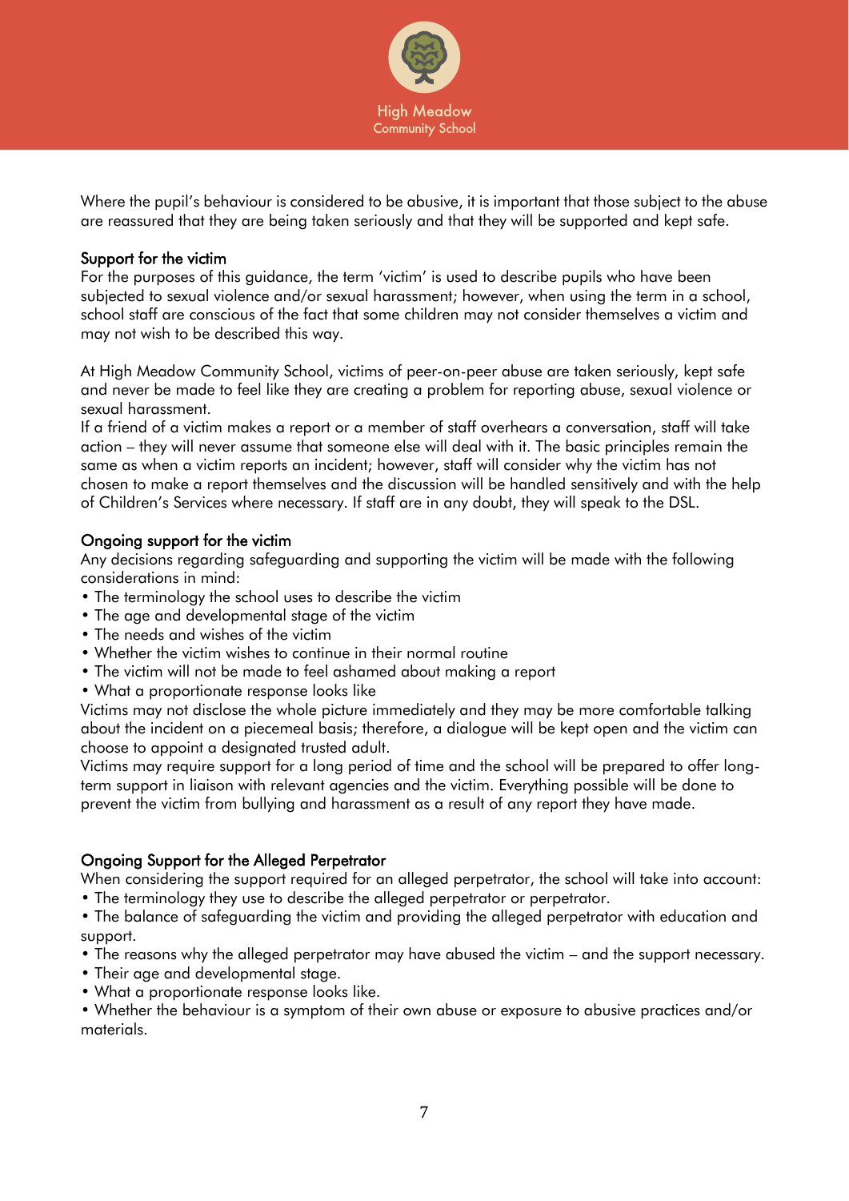Where the pupil's behaviour is considered to be abusive, it is important that those subject to the abuse are reassured that they are being taken seriously and that they will be supported and kept safe.

## Support for the victim

For the purposes of this guidance, the term 'victim' is used to describe pupils who have been subjected to sexual violence and/or sexual harassment; however, when using the term in a school, school staff are conscious of the fact that some children may not consider themselves a victim and may not wish to be described this way.

At High Meadow Community School, victims of peer-on-peer abuse are taken seriously, kept safe and never be made to feel like they are creating a problem for reporting abuse, sexual violence or sexual harassment.
If a friend of a victim makes a report or a member of staff overhears a conversation, staff will take action – they will never assume that someone else will deal with it. The basic principles remain the same as when a victim reports an incident; however, staff will consider why the victim has not chosen to make a report themselves and the discussion will be handled sensitively and with the help of Children's Services where necessary. If staff are in any doubt, they will speak to the DSL.

## Ongoing support for the victim

Any decisions regarding safeguarding and supporting the victim will be made with the following considerations in mind:

- The terminology the school uses to describe the victim
- The age and developmental stage of the victim
- The needs and wishes of the victim
- Whether the victim wishes to continue in their normal routine
- The victim will not be made to feel ashamed about making a report
- What a proportionate response looks like

Victims may not disclose the whole picture immediately and they may be more comfortable talking about the incident on a piecemeal basis; therefore, a dialogue will be kept open and the victim can choose to appoint a designated trusted adult.
Victims may require support for a long period of time and the school will be prepared to offer long-term support in liaison with relevant agencies and the victim. Everything possible will be done to prevent the victim from bullying and harassment as a result of any report they have made.

## Ongoing Support for the Alleged Perpetrator

When considering the support required for an alleged perpetrator, the school will take into account:

- The terminology they use to describe the alleged perpetrator or perpetrator.
- The balance of safeguarding the victim and providing the alleged perpetrator with education and support.
- The reasons why the alleged perpetrator may have abused the victim – and the support necessary.
- Their age and developmental stage.
- What a proportionate response looks like.
- Whether the behaviour is a symptom of their own abuse or exposure to abusive practices and/or materials.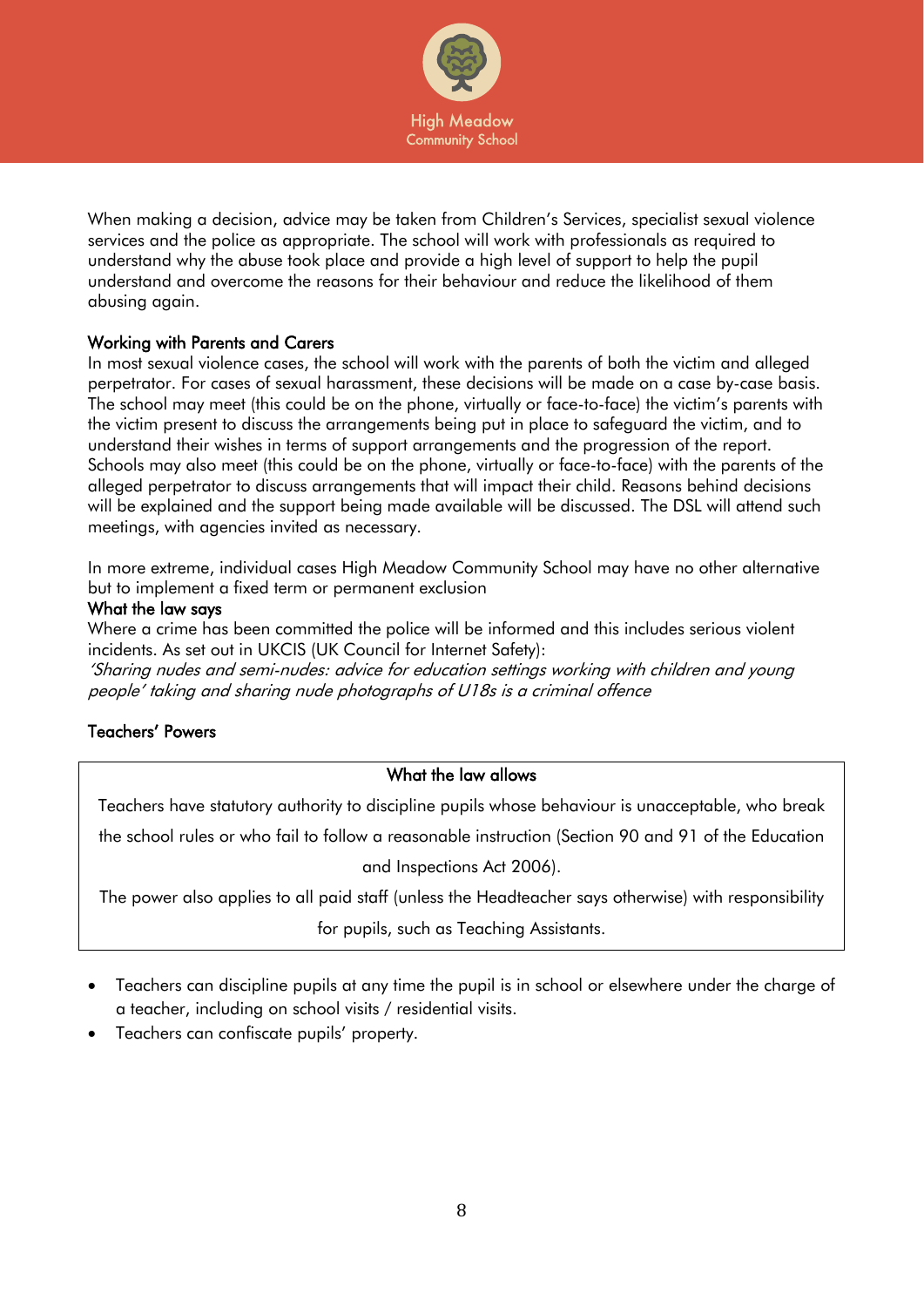When making a decision, advice may be taken from Children's Services, specialist sexual violence services and the police as appropriate. The school will work with professionals as required to understand why the abuse took place and provide a high level of support to help the pupil understand and overcome the reasons for their behaviour and reduce the likelihood of them abusing again.

### Working with Parents and Carers

In most sexual violence cases, the school will work with the parents of both the victim and alleged perpetrator. For cases of sexual harassment, these decisions will be made on a case by-case basis. The school may meet (this could be on the phone, virtually or face-to-face) the victim's parents with the victim present to discuss the arrangements being put in place to safeguard the victim, and to understand their wishes in terms of support arrangements and the progression of the report. Schools may also meet (this could be on the phone, virtually or face-to-face) with the parents of the alleged perpetrator to discuss arrangements that will impact their child. Reasons behind decisions will be explained and the support being made available will be discussed. The DSL will attend such meetings, with agencies invited as necessary.

In more extreme, individual cases High Meadow Community School may have no other alternative but to implement a fixed term or permanent exclusion

### What the law says

Where a crime has been committed the police will be informed and this includes serious violent incidents. As set out in UKCIS (UK Council for Internet Safety):

*'Sharing nudes and semi-nudes: advice for education settings working with children and young people' taking and sharing nude photographs of U18s is a criminal offence*

### Teachers' Powers

| What the law allows |
|---|
| Teachers have statutory authority to discipline pupils whose behaviour is unacceptable, who break the school rules or who fail to follow a reasonable instruction (Section 90 and 91 of the Education and Inspections Act 2006).<br>The power also applies to all paid staff (unless the Headteacher says otherwise) with responsibility for pupils, such as Teaching Assistants. |

- Teachers can discipline pupils at any time the pupil is in school or elsewhere under the charge of a teacher, including on school visits / residential visits.
- Teachers can confiscate pupils' property.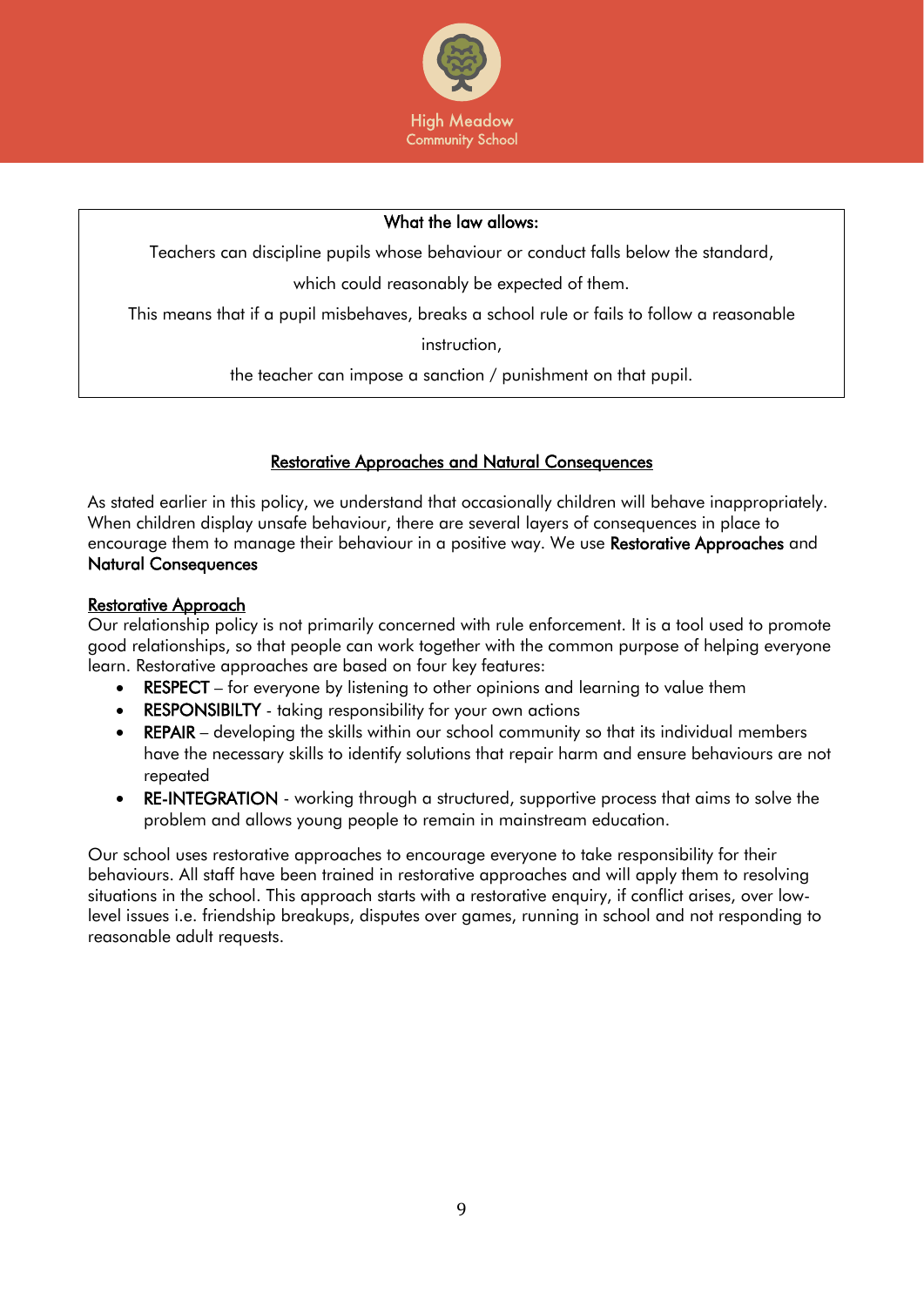**What the law allows:**

Teachers can discipline pupils whose behaviour or conduct falls below the standard,

which could reasonably be expected of them.

This means that if a pupil misbehaves, breaks a school rule or fails to follow a reasonable instruction,

the teacher can impose a sanction / punishment on that pupil.

## Restorative Approaches and Natural Consequences

As stated earlier in this policy, we understand that occasionally children will behave inappropriately. When children display unsafe behaviour, there are several layers of consequences in place to encourage them to manage their behaviour in a positive way. We use **Restorative Approaches** and **Natural Consequences**

### Restorative Approach

Our relationship policy is not primarily concerned with rule enforcement. It is a tool used to promote good relationships, so that people can work together with the common purpose of helping everyone learn. Restorative approaches are based on four key features:

- **RESPECT** – for everyone by listening to other opinions and learning to value them
- **RESPONSIBILTY** - taking responsibility for your own actions
- **REPAIR** – developing the skills within our school community so that its individual members have the necessary skills to identify solutions that repair harm and ensure behaviours are not repeated
- **RE-INTEGRATION** - working through a structured, supportive process that aims to solve the problem and allows young people to remain in mainstream education.

Our school uses restorative approaches to encourage everyone to take responsibility for their behaviours. All staff have been trained in restorative approaches and will apply them to resolving situations in the school. This approach starts with a restorative enquiry, if conflict arises, over low-level issues i.e. friendship breakups, disputes over games, running in school and not responding to reasonable adult requests.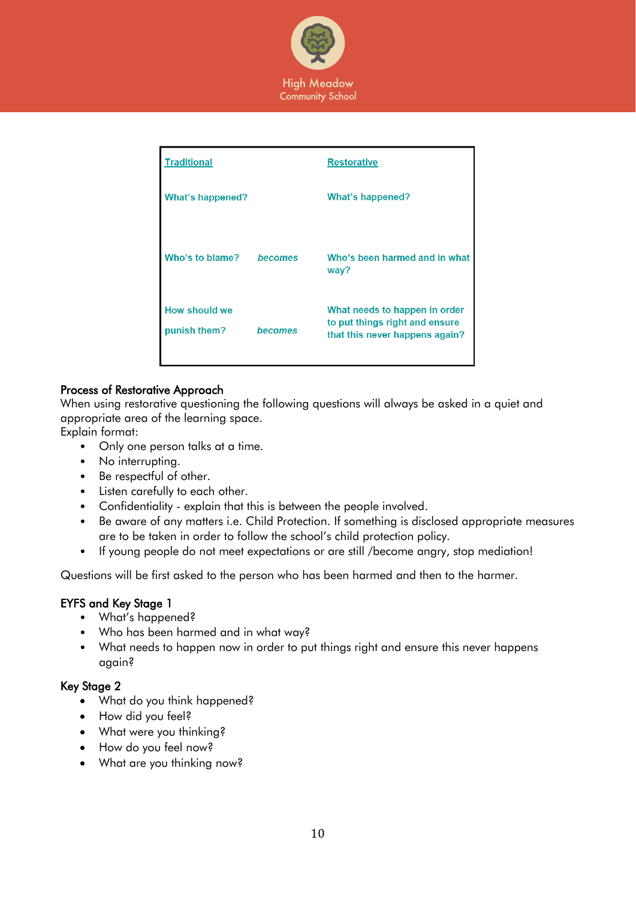| Traditional | | Restorative |
|---|---|---|
| What's happened? | | What's happened? |
| Who's to blame? | *becomes* | Who's been harmed and in what way? |
| How should we punish them? | *becomes* | What needs to happen in order to put things right and ensure that this never happens again? |

## Process of Restorative Approach

When using restorative questioning the following questions will always be asked in a quiet and appropriate area of the learning space.

Explain format:

- Only one person talks at a time.
- No interrupting.
- Be respectful of other.
- Listen carefully to each other.
- Confidentiality - explain that this is between the people involved.
- Be aware of any matters i.e. Child Protection. If something is disclosed appropriate measures are to be taken in order to follow the school's child protection policy.
- If young people do not meet expectations or are still /become angry, stop mediation!

Questions will be first asked to the person who has been harmed and then to the harmer.

## EYFS and Key Stage 1

- What's happened?
- Who has been harmed and in what way?
- What needs to happen now in order to put things right and ensure this never happens again?

## Key Stage 2

- What do you think happened?
- How did you feel?
- What were you thinking?
- How do you feel now?
- What are you thinking now?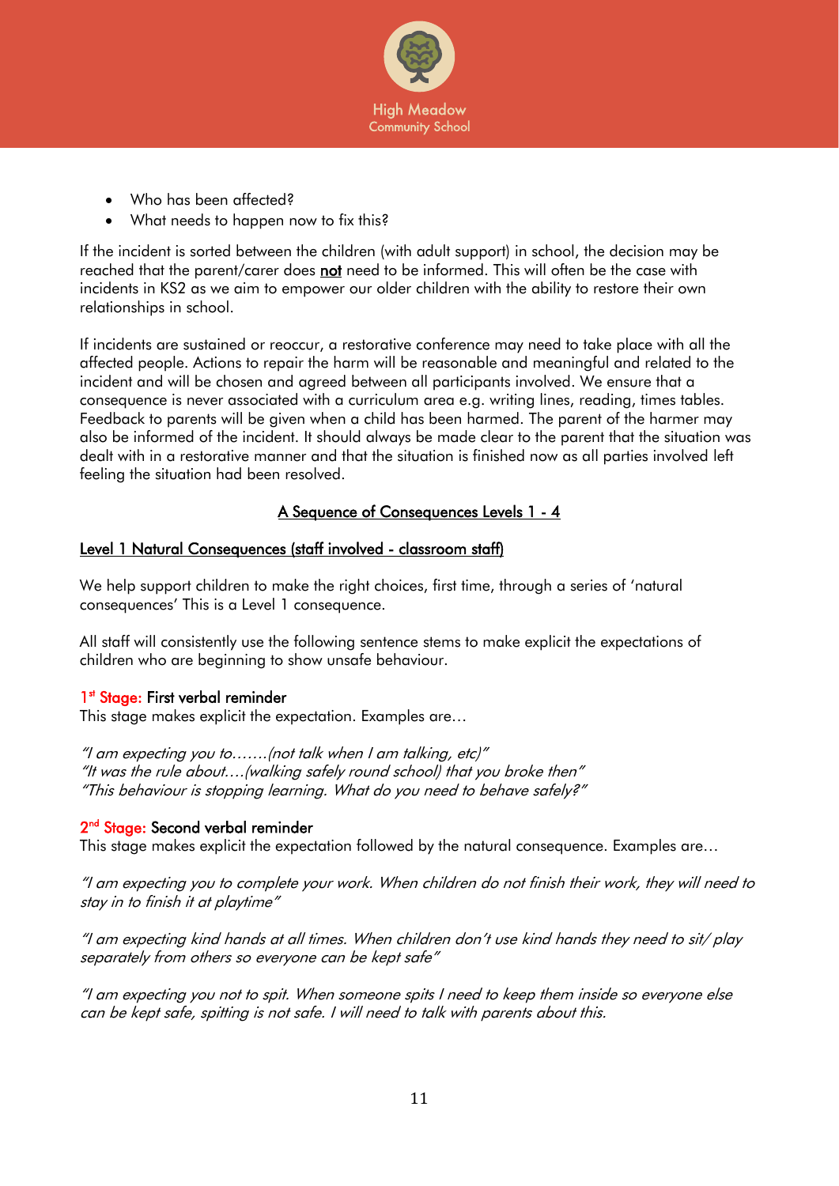- Who has been affected?
- What needs to happen now to fix this?

If the incident is sorted between the children (with adult support) in school, the decision may be reached that the parent/carer does **not** need to be informed. This will often be the case with incidents in KS2 as we aim to empower our older children with the ability to restore their own relationships in school.

If incidents are sustained or reoccur, a restorative conference may need to take place with all the affected people. Actions to repair the harm will be reasonable and meaningful and related to the incident and will be chosen and agreed between all participants involved. We ensure that a consequence is never associated with a curriculum area e.g. writing lines, reading, times tables. Feedback to parents will be given when a child has been harmed. The parent of the harmer may also be informed of the incident. It should always be made clear to the parent that the situation was dealt with in a restorative manner and that the situation is finished now as all parties involved left feeling the situation had been resolved.

## A Sequence of Consequences Levels 1 - 4

### Level 1 Natural Consequences (staff involved - classroom staff)

We help support children to make the right choices, first time, through a series of 'natural consequences' This is a Level 1 consequence.

All staff will consistently use the following sentence stems to make explicit the expectations of children who are beginning to show unsafe behaviour.

**1st Stage: First verbal reminder**
This stage makes explicit the expectation. Examples are…

*"I am expecting you to…….(not talk when I am talking, etc)"*
*"It was the rule about….(walking safely round school) that you broke then"*
*"This behaviour is stopping learning. What do you need to behave safely?"*

**2nd Stage: Second verbal reminder**
This stage makes explicit the expectation followed by the natural consequence. Examples are…

*"I am expecting you to complete your work. When children do not finish their work, they will need to stay in to finish it at playtime"*

*"I am expecting kind hands at all times. When children don't use kind hands they need to sit/ play separately from others so everyone can be kept safe"*

*"I am expecting you not to spit. When someone spits I need to keep them inside so everyone else can be kept safe, spitting is not safe. I will need to talk with parents about this.*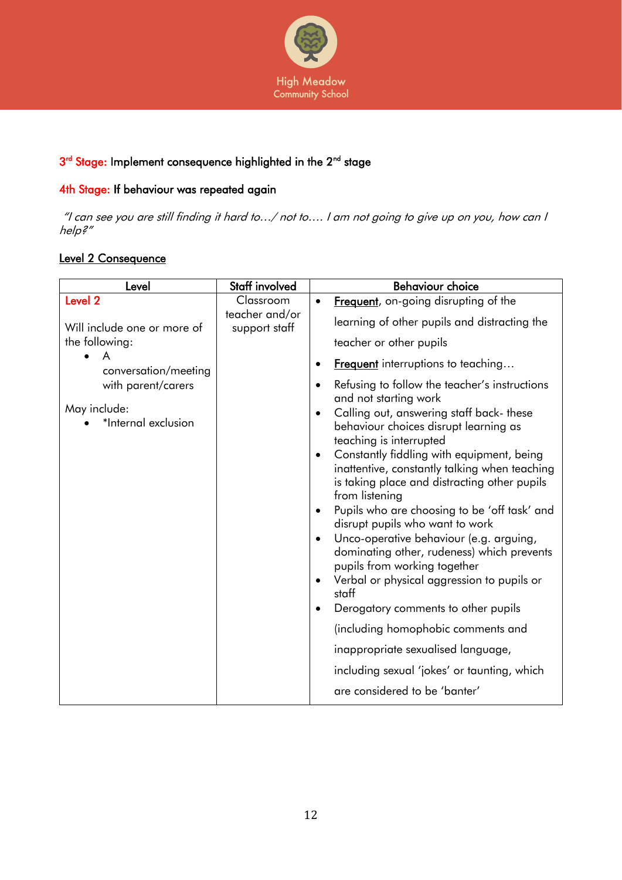**3rd Stage:** Implement consequence highlighted in the 2nd stage

**4th Stage:** If behaviour was repeated again

*"I can see you are still finding it hard to…/ not to…. I am not going to give up on you, how can I help?"*

**Level 2 Consequence**

| Level | Staff involved | Behaviour choice |
|---|---|---|
| **Level 2**<br><br>Will include one or more of the following:<br>• A conversation/meeting with parent/carers<br><br>May include:<br>• *Internal exclusion | Classroom teacher and/or support staff | • Frequent, on-going disrupting of the learning of other pupils and distracting the teacher or other pupils<br>• Frequent interruptions to teaching…<br>• Refusing to follow the teacher's instructions and not starting work<br>• Calling out, answering staff back- these behaviour choices disrupt learning as teaching is interrupted<br>• Constantly fiddling with equipment, being inattentive, constantly talking when teaching is taking place and distracting other pupils from listening<br>• Pupils who are choosing to be 'off task' and disrupt pupils who want to work<br>• Unco-operative behaviour (e.g. arguing, dominating other, rudeness) which prevents pupils from working together<br>• Verbal or physical aggression to pupils or staff<br>• Derogatory comments to other pupils (including homophobic comments and inappropriate sexualised language, including sexual 'jokes' or taunting, which are considered to be 'banter' |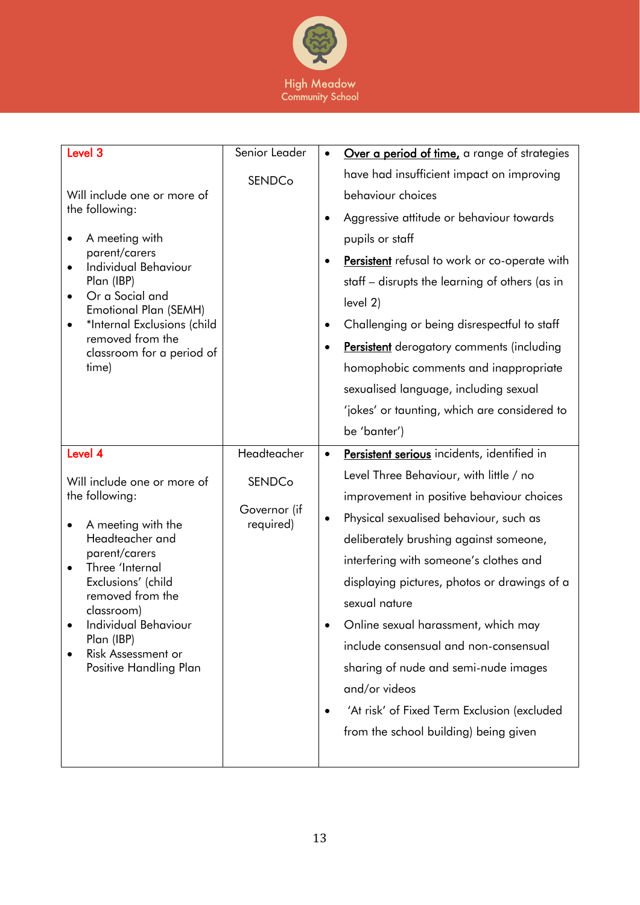| | | |
|---|---|---|
| **Level 3**<br><br>Will include one or more of the following:<br><br>• A meeting with parent/carers<br>• Individual Behaviour Plan (IBP)<br>• Or a Social and Emotional Plan (SEMH)<br>• *Internal Exclusions (child removed from the classroom for a period of time) | Senior Leader<br><br>SENDCo | • Over a period of time, a range of strategies have had insufficient impact on improving behaviour choices<br>• Aggressive attitude or behaviour towards pupils or staff<br>• Persistent refusal to work or co-operate with staff – disrupts the learning of others (as in level 2)<br>• Challenging or being disrespectful to staff<br>• Persistent derogatory comments (including homophobic comments and inappropriate sexualised language, including sexual 'jokes' or taunting, which are considered to be 'banter') |
| **Level 4**<br><br>Will include one or more of the following:<br><br>• A meeting with the Headteacher and parent/carers<br>• Three 'Internal Exclusions' (child removed from the classroom)<br>• Individual Behaviour Plan (IBP)<br>• Risk Assessment or Positive Handling Plan | Headteacher<br><br>SENDCo<br><br>Governor (if required) | • Persistent serious incidents, identified in Level Three Behaviour, with little / no improvement in positive behaviour choices<br>• Physical sexualised behaviour, such as deliberately brushing against someone, interfering with someone's clothes and displaying pictures, photos or drawings of a sexual nature<br>• Online sexual harassment, which may include consensual and non-consensual sharing of nude and semi-nude images and/or videos<br>• 'At risk' of Fixed Term Exclusion (excluded from the school building) being given |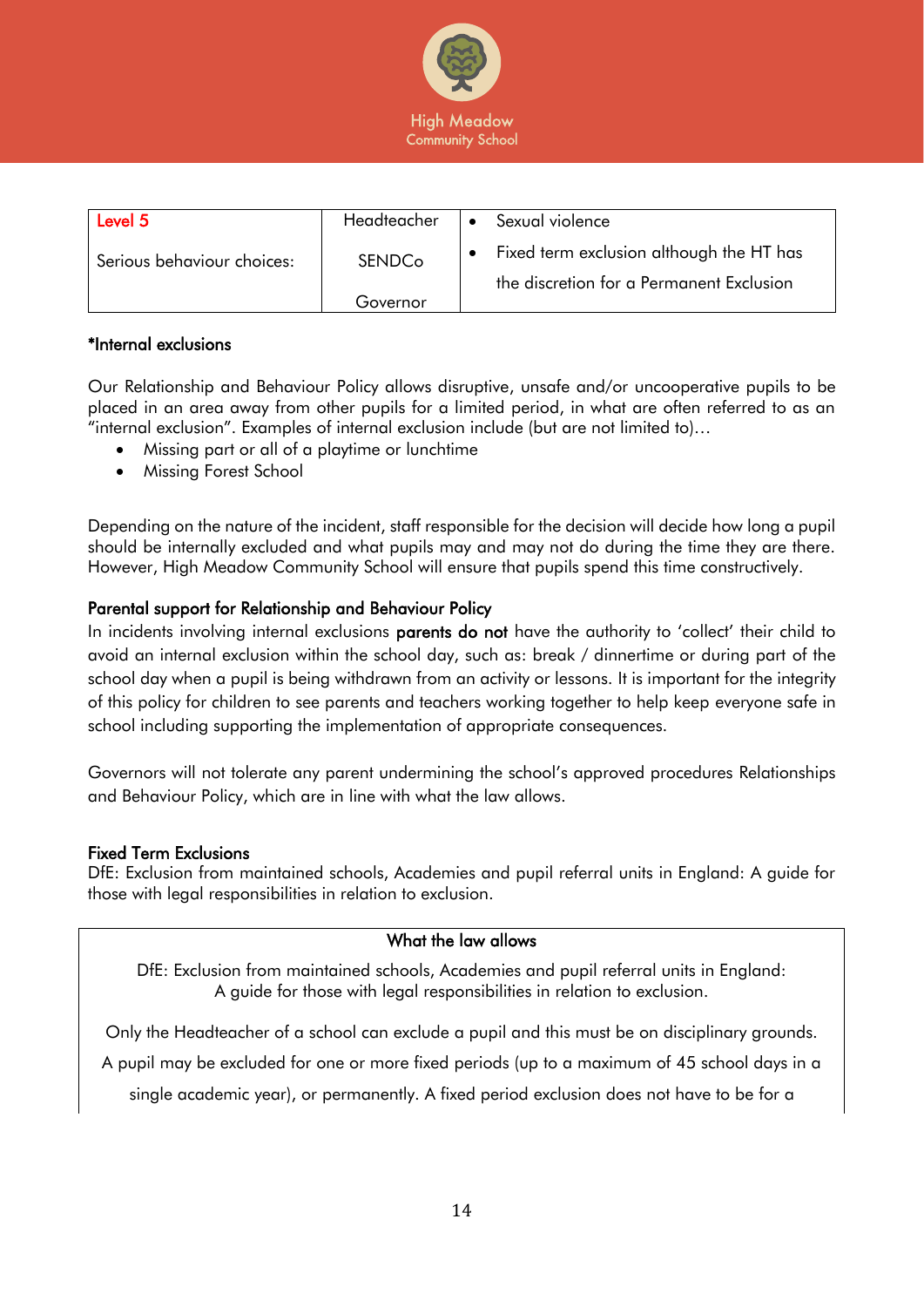| Level 5<br><br>Serious behaviour choices: | Headteacher<br><br>SENDCo<br><br>Governor | • Sexual violence<br>• Fixed term exclusion although the HT has the discretion for a Permanent Exclusion |
|---|---|---|

**\*Internal exclusions**

Our Relationship and Behaviour Policy allows disruptive, unsafe and/or uncooperative pupils to be placed in an area away from other pupils for a limited period, in what are often referred to as an "internal exclusion". Examples of internal exclusion include (but are not limited to)…

- Missing part or all of a playtime or lunchtime
- Missing Forest School

Depending on the nature of the incident, staff responsible for the decision will decide how long a pupil should be internally excluded and what pupils may and may not do during the time they are there. However, High Meadow Community School will ensure that pupils spend this time constructively.

**Parental support for Relationship and Behaviour Policy**

In incidents involving internal exclusions **parents do not** have the authority to 'collect' their child to avoid an internal exclusion within the school day, such as: break / dinnertime or during part of the school day when a pupil is being withdrawn from an activity or lessons. It is important for the integrity of this policy for children to see parents and teachers working together to help keep everyone safe in school including supporting the implementation of appropriate consequences.

Governors will not tolerate any parent undermining the school's approved procedures Relationships and Behaviour Policy, which are in line with what the law allows.

**Fixed Term Exclusions**

DfE: Exclusion from maintained schools, Academies and pupil referral units in England: A guide for those with legal responsibilities in relation to exclusion.

**What the law allows**

DfE: Exclusion from maintained schools, Academies and pupil referral units in England: A guide for those with legal responsibilities in relation to exclusion.

Only the Headteacher of a school can exclude a pupil and this must be on disciplinary grounds.

A pupil may be excluded for one or more fixed periods (up to a maximum of 45 school days in a single academic year), or permanently. A fixed period exclusion does not have to be for a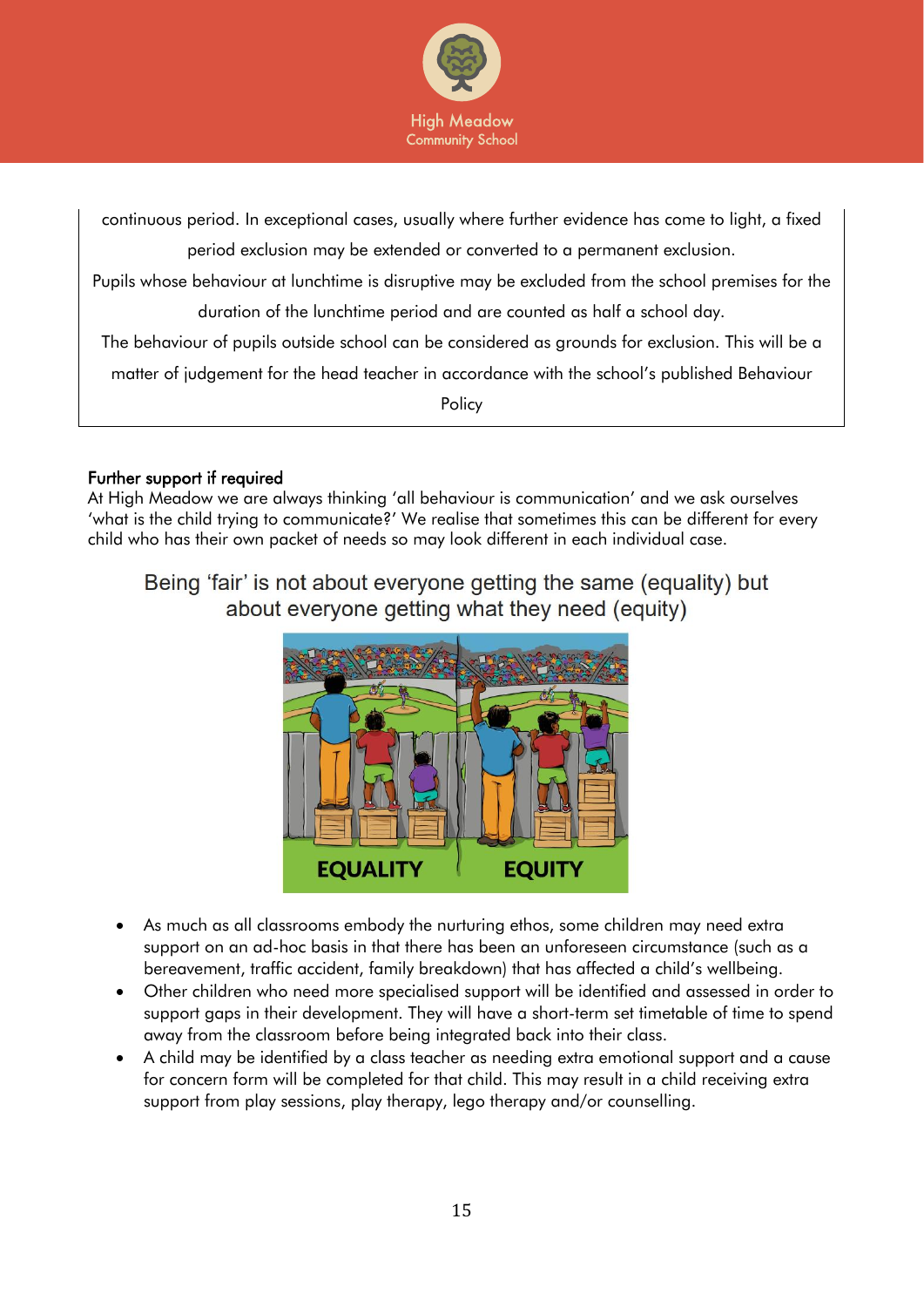continuous period. In exceptional cases, usually where further evidence has come to light, a fixed period exclusion may be extended or converted to a permanent exclusion.

Pupils whose behaviour at lunchtime is disruptive may be excluded from the school premises for the duration of the lunchtime period and are counted as half a school day.

The behaviour of pupils outside school can be considered as grounds for exclusion. This will be a matter of judgement for the head teacher in accordance with the school's published Behaviour Policy

**Further support if required**

At High Meadow we are always thinking 'all behaviour is communication' and we ask ourselves 'what is the child trying to communicate?' We realise that sometimes this can be different for every child who has their own packet of needs so may look different in each individual case.

Being 'fair' is not about everyone getting the same (equality) but about everyone getting what they need (equity)

- As much as all classrooms embody the nurturing ethos, some children may need extra support on an ad-hoc basis in that there has been an unforeseen circumstance (such as a bereavement, traffic accident, family breakdown) that has affected a child's wellbeing.
- Other children who need more specialised support will be identified and assessed in order to support gaps in their development. They will have a short-term set timetable of time to spend away from the classroom before being integrated back into their class.
- A child may be identified by a class teacher as needing extra emotional support and a cause for concern form will be completed for that child. This may result in a child receiving extra support from play sessions, play therapy, lego therapy and/or counselling.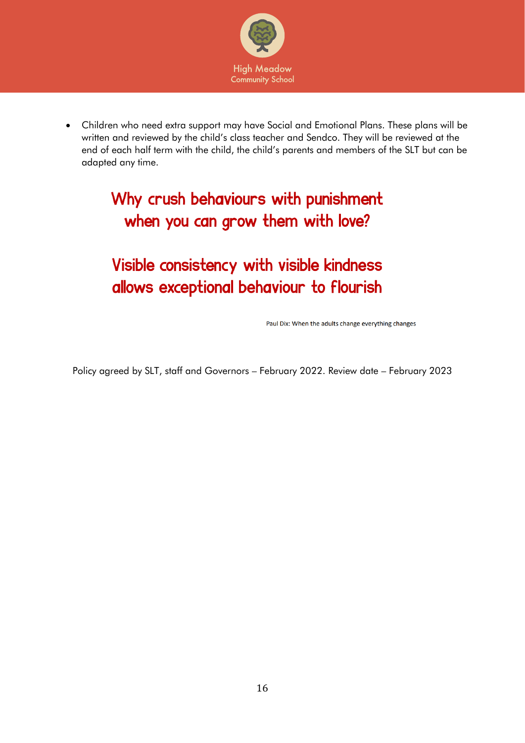- Children who need extra support may have Social and Emotional Plans. These plans will be written and reviewed by the child's class teacher and Sendco. They will be reviewed at the end of each half term with the child, the child's parents and members of the SLT but can be adapted any time.

**Why crush behaviours with punishment when you can grow them with love?**

**Visible consistency with visible kindness allows exceptional behaviour to flourish**

Paul Dix: When the adults change everything changes

Policy agreed by SLT, staff and Governors – February 2022. Review date – February 2023